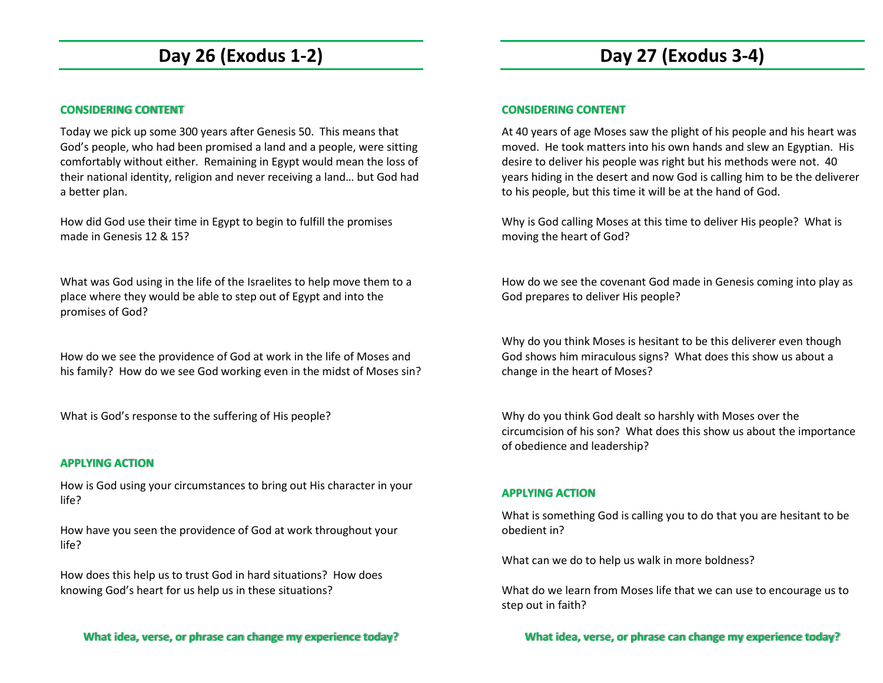# Day 26 (Exodus 1-2)

### CONSIDERING CONTENT

Today we pick up some 300 years after Genesis 50. This means that God's people, who had been promised a land and a people, were sitting comfortably without either. Remaining in Egypt would mean the loss of their national identity, religion and never receiving a land… but God had a better plan.

How did God use their time in Egypt to begin to fulfill the promises made in Genesis 12 & 15?

What was God using in the life of the Israelites to help move them to a place where they would be able to step out of Egypt and into the promises of God?

How do we see the providence of God at work in the life of Moses and his family? How do we see God working even in the midst of Moses sin?

What is God's response to the suffering of His people?

### APPLYING ACTION

How is God using your circumstances to bring out His character in your life?

How have you seen the providence of God at work throughout your life?

How does this help us to trust God in hard situations? How does knowing God's heart for us help us in these situations?

**What idea, verse, or phrase can change my experience today?**

# Day 27 (Exodus 3-4)

### CONSIDERING CONTENT

At 40 years of age Moses saw the plight of his people and his heart was moved. He took matters into his own hands and slew an Egyptian. His desire to deliver his people was right but his methods were not. 40 years hiding in the desert and now God is calling him to be the deliverer to his people, but this time it will be at the hand of God.

Why is God calling Moses at this time to deliver His people? What is moving the heart of God?

How do we see the covenant God made in Genesis coming into play as God prepares to deliver His people?

Why do you think Moses is hesitant to be this deliverer even though God shows him miraculous signs? What does this show us about a change in the heart of Moses?

Why do you think God dealt so harshly with Moses over the circumcision of his son? What does this show us about the importance of obedience and leadership?

### APPLYING ACTION

What is something God is calling you to do that you are hesitant to be obedient in?

What can we do to help us walk in more boldness?

What do we learn from Moses life that we can use to encourage us to step out in faith?

**What idea, verse, or phrase can change my experience today?**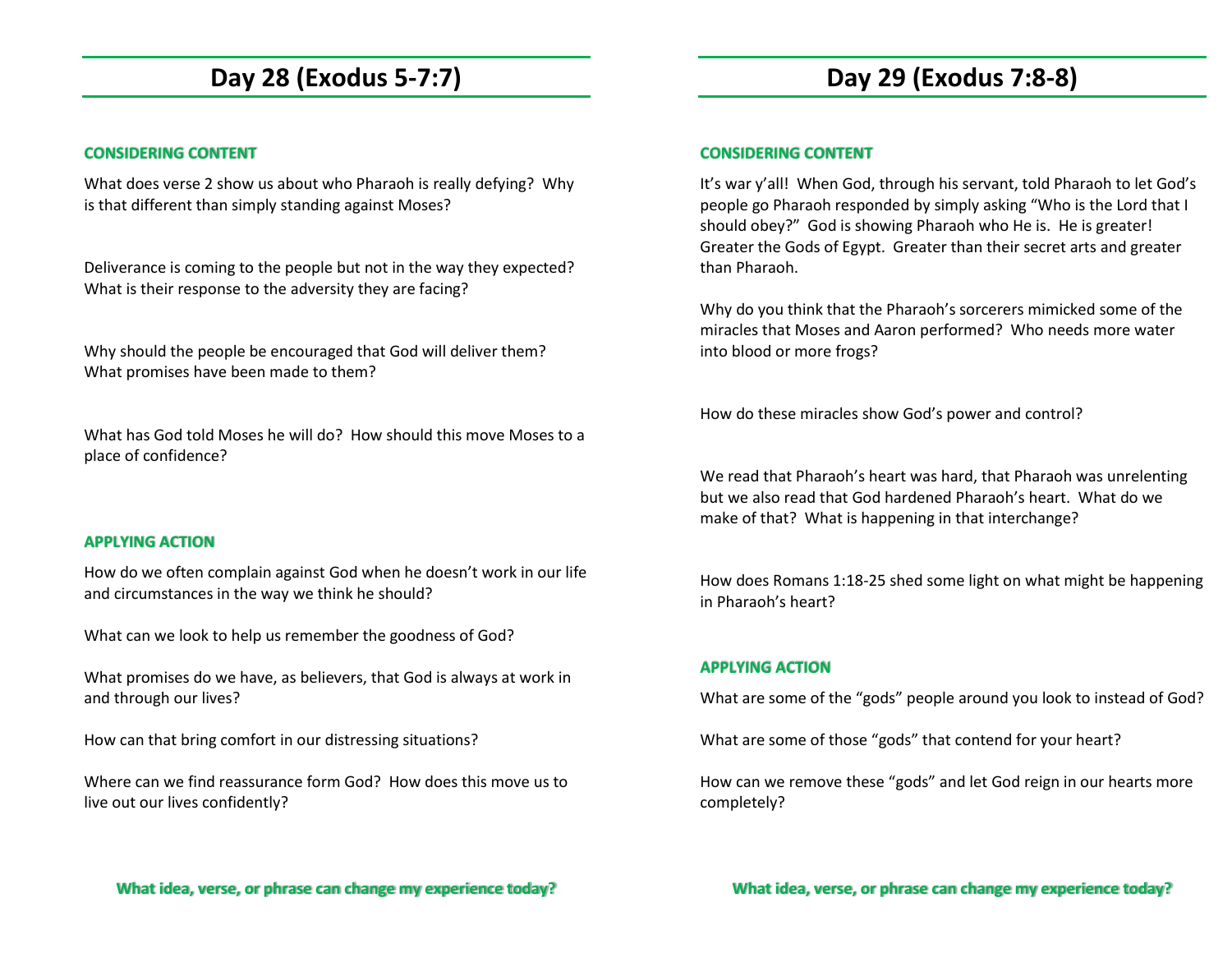# Day 28 (Exodus 5-7:7)

### CONSIDERING CONTENT

What does verse 2 show us about who Pharaoh is really defying? Why is that different than simply standing against Moses?

Deliverance is coming to the people but not in the way they expected? What is their response to the adversity they are facing?

Why should the people be encouraged that God will deliver them? What promises have been made to them?

What has God told Moses he will do? How should this move Moses to a place of confidence?

### APPLYING ACTION

How do we often complain against God when he doesn't work in our life and circumstances in the way we think he should?

What can we look to help us remember the goodness of God?

What promises do we have, as believers, that God is always at work in and through our lives?

How can that bring comfort in our distressing situations?

Where can we find reassurance form God? How does this move us to live out our lives confidently?

**What idea, verse, or phrase can change my experience today?**

# Day 29 (Exodus 7:8-8)

### CONSIDERING CONTENT

It's war y'all! When God, through his servant, told Pharaoh to let God's people go Pharaoh responded by simply asking "Who is the Lord that I should obey?" God is showing Pharaoh who He is. He is greater! Greater the Gods of Egypt. Greater than their secret arts and greater than Pharaoh.

Why do you think that the Pharaoh's sorcerers mimicked some of the miracles that Moses and Aaron performed? Who needs more water into blood or more frogs?

How do these miracles show God's power and control?

We read that Pharaoh's heart was hard, that Pharaoh was unrelenting but we also read that God hardened Pharaoh's heart. What do we make of that? What is happening in that interchange?

How does Romans 1:18-25 shed some light on what might be happening in Pharaoh's heart?

### APPLYING ACTION

What are some of the "gods" people around you look to instead of God?

What are some of those "gods" that contend for your heart?

How can we remove these "gods" and let God reign in our hearts more completely?

**What idea, verse, or phrase can change my experience today?**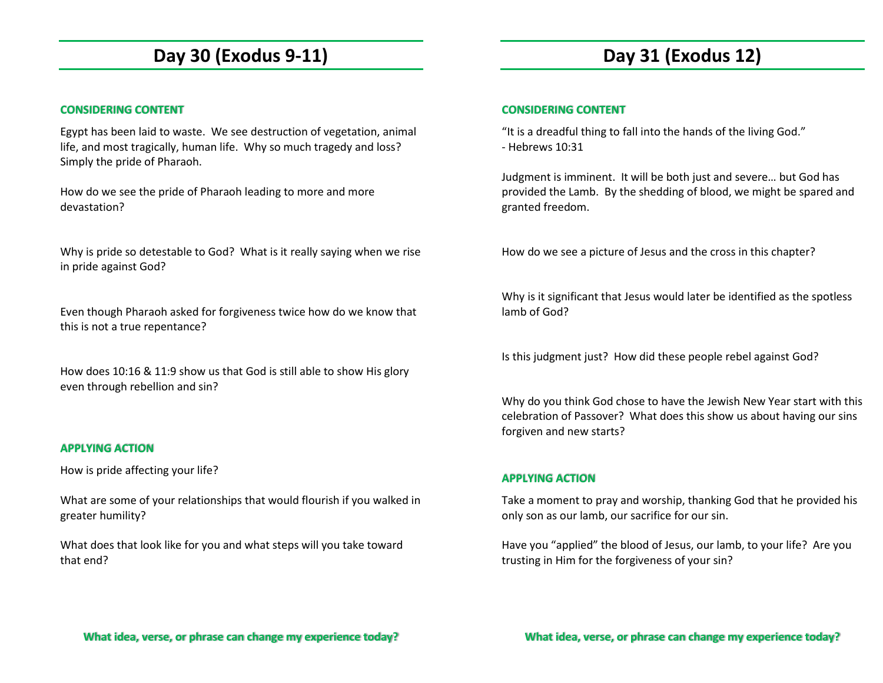# Day 30 (Exodus 9-11)

### CONSIDERING CONTENT

Egypt has been laid to waste. We see destruction of vegetation, animal life, and most tragically, human life. Why so much tragedy and loss? Simply the pride of Pharaoh.

How do we see the pride of Pharaoh leading to more and more devastation?

Why is pride so detestable to God? What is it really saying when we rise in pride against God?

Even though Pharaoh asked for forgiveness twice how do we know that this is not a true repentance?

How does 10:16 & 11:9 show us that God is still able to show His glory even through rebellion and sin?

### APPLYING ACTION

How is pride affecting your life?

What are some of your relationships that would flourish if you walked in greater humility?

What does that look like for you and what steps will you take toward that end?

**What idea, verse, or phrase can change my experience today?**

# Day 31 (Exodus 12)

### CONSIDERING CONTENT

"It is a dreadful thing to fall into the hands of the living God."
- Hebrews 10:31

Judgment is imminent. It will be both just and severe… but God has provided the Lamb. By the shedding of blood, we might be spared and granted freedom.

How do we see a picture of Jesus and the cross in this chapter?

Why is it significant that Jesus would later be identified as the spotless lamb of God?

Is this judgment just? How did these people rebel against God?

Why do you think God chose to have the Jewish New Year start with this celebration of Passover? What does this show us about having our sins forgiven and new starts?

### APPLYING ACTION

Take a moment to pray and worship, thanking God that he provided his only son as our lamb, our sacrifice for our sin.

Have you "applied" the blood of Jesus, our lamb, to your life? Are you trusting in Him for the forgiveness of your sin?

**What idea, verse, or phrase can change my experience today?**